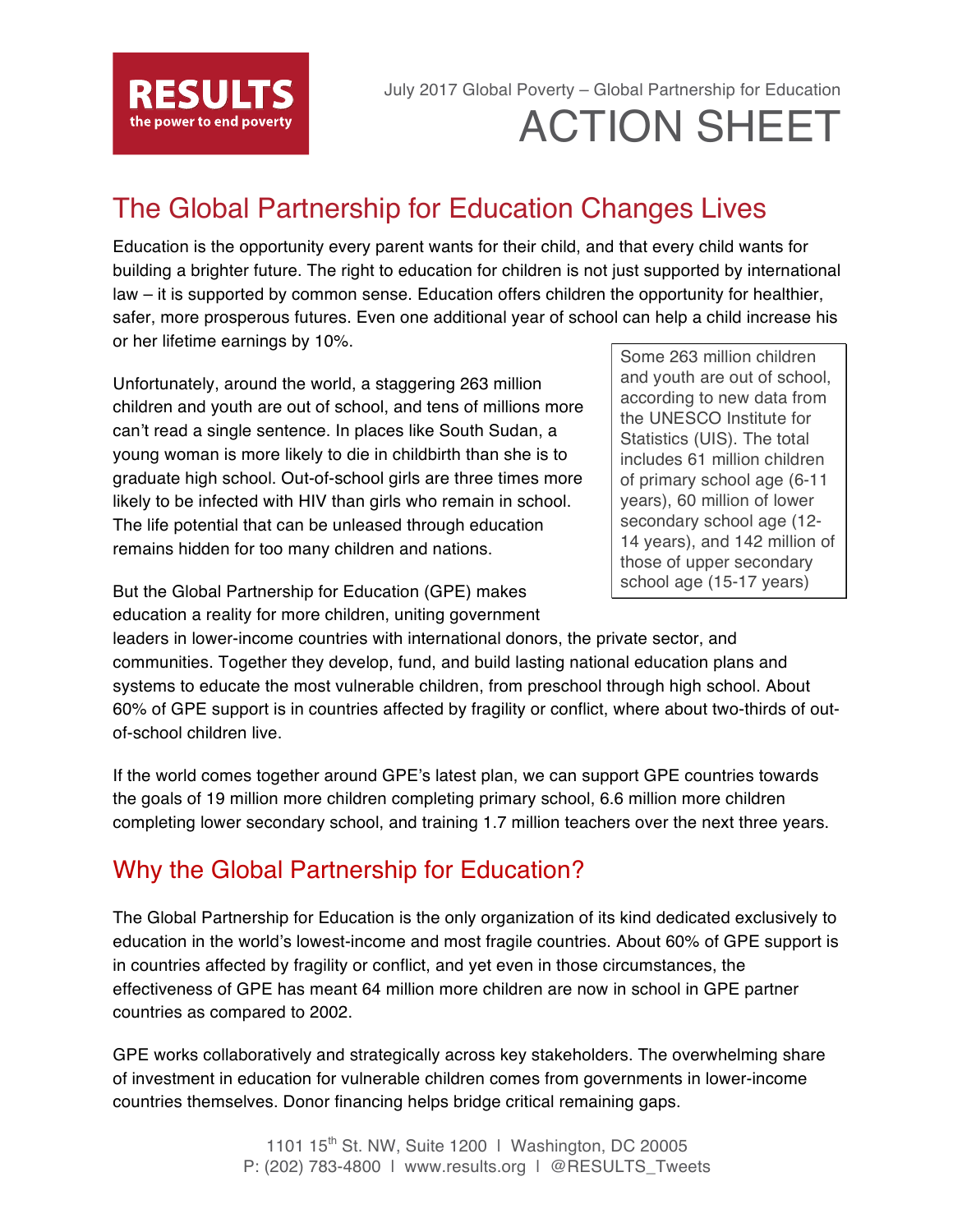**RESULTS**
the power to end poverty

July 2017 Global Poverty – Global Partnership for Education

# ACTION SHEET

## The Global Partnership for Education Changes Lives

Education is the opportunity every parent wants for their child, and that every child wants for building a brighter future. The right to education for children is not just supported by international law – it is supported by common sense. Education offers children the opportunity for healthier, safer, more prosperous futures. Even one additional year of school can help a child increase his or her lifetime earnings by 10%.

Unfortunately, around the world, a staggering 263 million children and youth are out of school, and tens of millions more can't read a single sentence. In places like South Sudan, a young woman is more likely to die in childbirth than she is to graduate high school. Out-of-school girls are three times more likely to be infected with HIV than girls who remain in school. The life potential that can be unleased through education remains hidden for too many children and nations.

> Some 263 million children and youth are out of school, according to new data from the UNESCO Institute for Statistics (UIS). The total includes 61 million children of primary school age (6-11 years), 60 million of lower secondary school age (12-14 years), and 142 million of those of upper secondary school age (15-17 years)

But the Global Partnership for Education (GPE) makes education a reality for more children, uniting government leaders in lower-income countries with international donors, the private sector, and communities. Together they develop, fund, and build lasting national education plans and systems to educate the most vulnerable children, from preschool through high school. About 60% of GPE support is in countries affected by fragility or conflict, where about two-thirds of out-of-school children live.

If the world comes together around GPE's latest plan, we can support GPE countries towards the goals of 19 million more children completing primary school, 6.6 million more children completing lower secondary school, and training 1.7 million teachers over the next three years.

## Why the Global Partnership for Education?

The Global Partnership for Education is the only organization of its kind dedicated exclusively to education in the world's lowest-income and most fragile countries. About 60% of GPE support is in countries affected by fragility or conflict, and yet even in those circumstances, the effectiveness of GPE has meant 64 million more children are now in school in GPE partner countries as compared to 2002.

GPE works collaboratively and strategically across key stakeholders. The overwhelming share of investment in education for vulnerable children comes from governments in lower-income countries themselves. Donor financing helps bridge critical remaining gaps.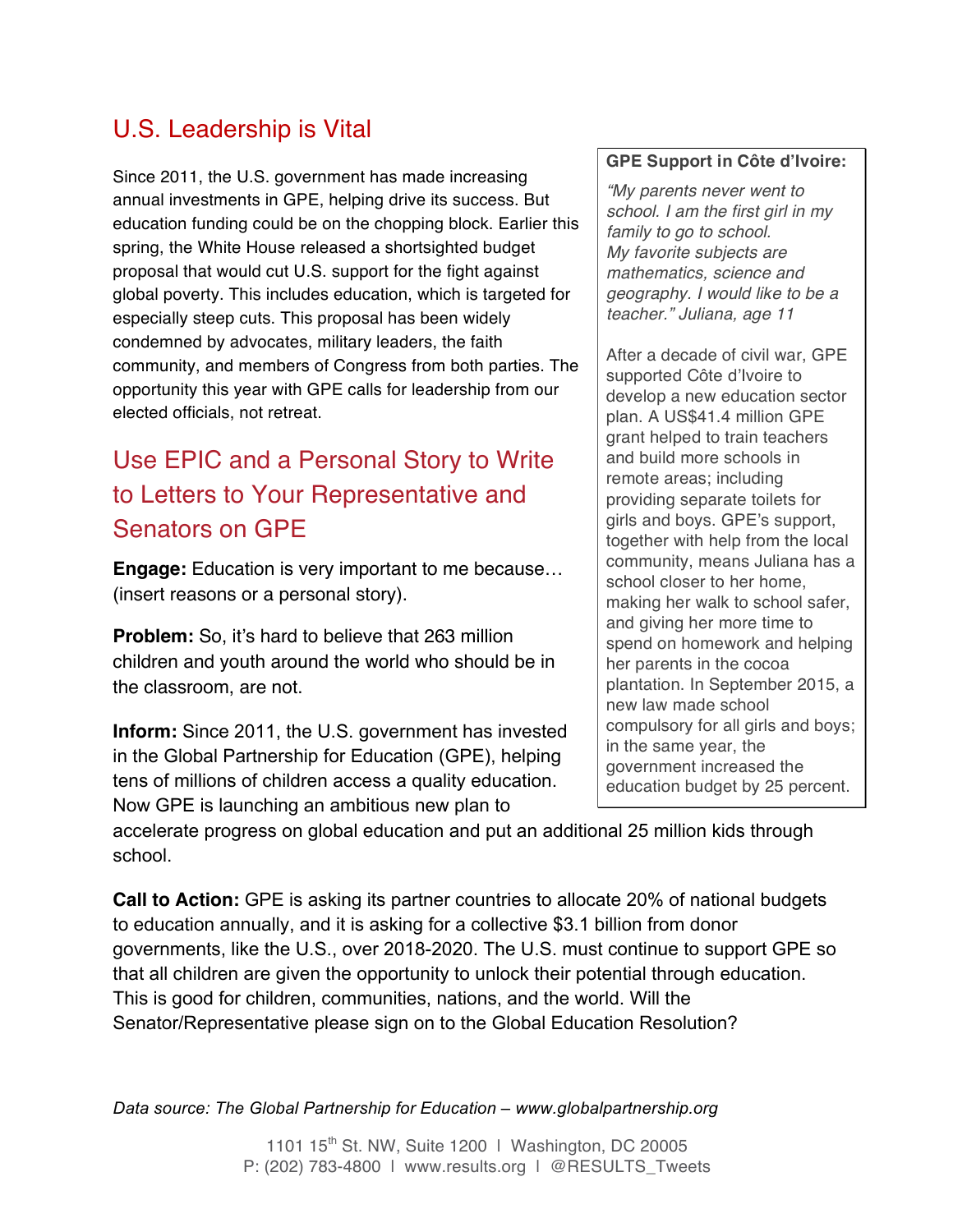## U.S. Leadership is Vital

Since 2011, the U.S. government has made increasing annual investments in GPE, helping drive its success. But education funding could be on the chopping block. Earlier this spring, the White House released a shortsighted budget proposal that would cut U.S. support for the fight against global poverty. This includes education, which is targeted for especially steep cuts. This proposal has been widely condemned by advocates, military leaders, the faith community, and members of Congress from both parties. The opportunity this year with GPE calls for leadership from our elected officials, not retreat.

> **GPE Support in Côte d'Ivoire:**
>
> *"My parents never went to school. I am the first girl in my family to go to school. My favorite subjects are mathematics, science and geography. I would like to be a teacher." Juliana, age 11*
>
> After a decade of civil war, GPE supported Côte d'Ivoire to develop a new education sector plan. A US$41.4 million GPE grant helped to train teachers and build more schools in remote areas; including providing separate toilets for girls and boys. GPE's support, together with help from the local community, means Juliana has a school closer to her home, making her walk to school safer, and giving her more time to spend on homework and helping her parents in the cocoa plantation. In September 2015, a new law made school compulsory for all girls and boys; in the same year, the government increased the education budget by 25 percent.

## Use EPIC and a Personal Story to Write to Letters to Your Representative and Senators on GPE

**Engage:** Education is very important to me because… (insert reasons or a personal story).

**Problem:** So, it's hard to believe that 263 million children and youth around the world who should be in the classroom, are not.

**Inform:** Since 2011, the U.S. government has invested in the Global Partnership for Education (GPE), helping tens of millions of children access a quality education. Now GPE is launching an ambitious new plan to accelerate progress on global education and put an additional 25 million kids through school.

**Call to Action:** GPE is asking its partner countries to allocate 20% of national budgets to education annually, and it is asking for a collective $3.1 billion from donor governments, like the U.S., over 2018-2020. The U.S. must continue to support GPE so that all children are given the opportunity to unlock their potential through education. This is good for children, communities, nations, and the world. Will the Senator/Representative please sign on to the Global Education Resolution?

*Data source: The Global Partnership for Education – www.globalpartnership.org*

1101 15th St. NW, Suite 1200 | Washington, DC 20005
P: (202) 783-4800 | www.results.org | @RESULTS_Tweets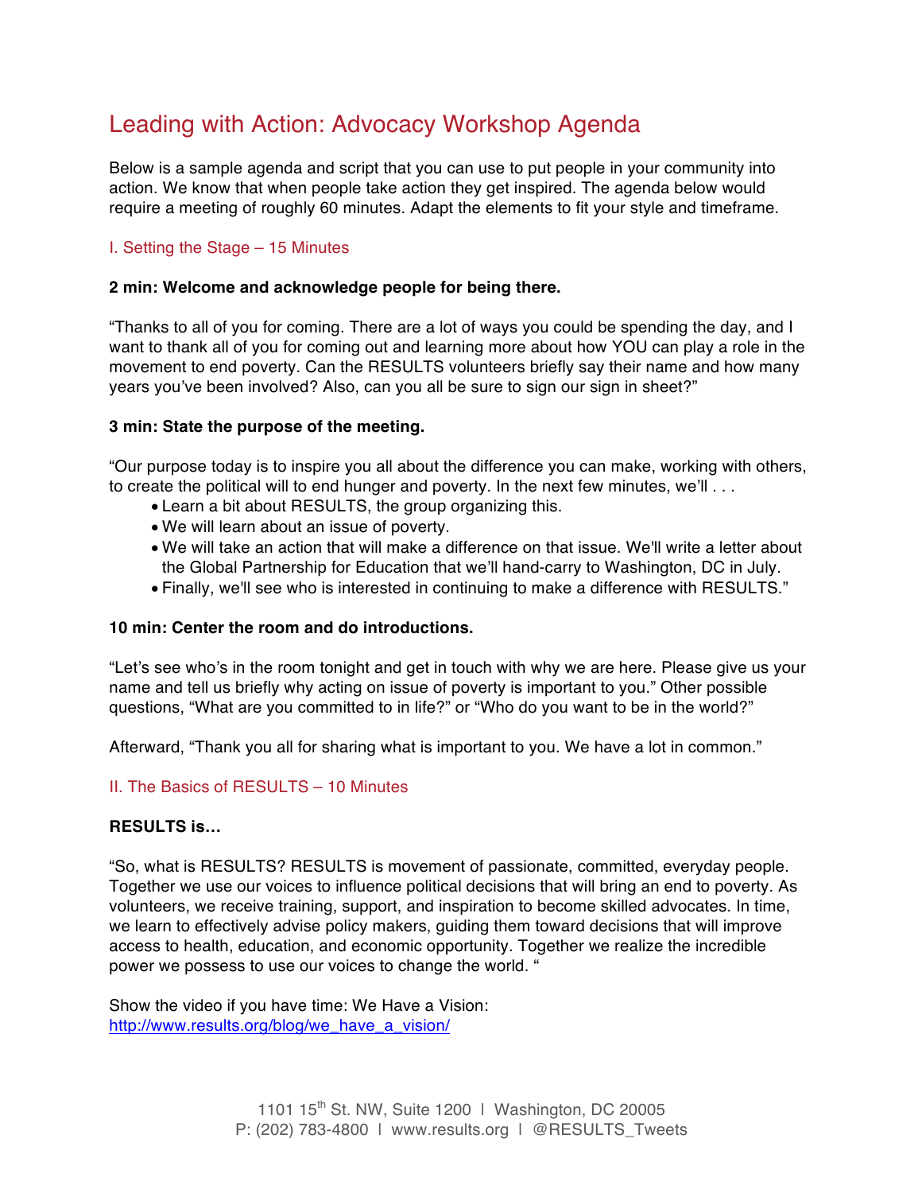# Leading with Action: Advocacy Workshop Agenda

Below is a sample agenda and script that you can use to put people in your community into action. We know that when people take action they get inspired. The agenda below would require a meeting of roughly 60 minutes. Adapt the elements to fit your style and timeframe.

## I. Setting the Stage – 15 Minutes

**2 min: Welcome and acknowledge people for being there.**

"Thanks to all of you for coming. There are a lot of ways you could be spending the day, and I want to thank all of you for coming out and learning more about how YOU can play a role in the movement to end poverty. Can the RESULTS volunteers briefly say their name and how many years you've been involved? Also, can you all be sure to sign our sign in sheet?"

**3 min: State the purpose of the meeting.**

"Our purpose today is to inspire you all about the difference you can make, working with others, to create the political will to end hunger and poverty. In the next few minutes, we'll . . .

- Learn a bit about RESULTS, the group organizing this.
- We will learn about an issue of poverty.
- We will take an action that will make a difference on that issue. We'll write a letter about the Global Partnership for Education that we'll hand-carry to Washington, DC in July.
- Finally, we'll see who is interested in continuing to make a difference with RESULTS."

**10 min: Center the room and do introductions.**

"Let's see who's in the room tonight and get in touch with why we are here. Please give us your name and tell us briefly why acting on issue of poverty is important to you." Other possible questions, "What are you committed to in life?" or "Who do you want to be in the world?"

Afterward, "Thank you all for sharing what is important to you. We have a lot in common."

## II. The Basics of RESULTS – 10 Minutes

**RESULTS is…**

"So, what is RESULTS? RESULTS is movement of passionate, committed, everyday people. Together we use our voices to influence political decisions that will bring an end to poverty. As volunteers, we receive training, support, and inspiration to become skilled advocates. In time, we learn to effectively advise policy makers, guiding them toward decisions that will improve access to health, education, and economic opportunity. Together we realize the incredible power we possess to use our voices to change the world. "

Show the video if you have time: We Have a Vision: http://www.results.org/blog/we_have_a_vision/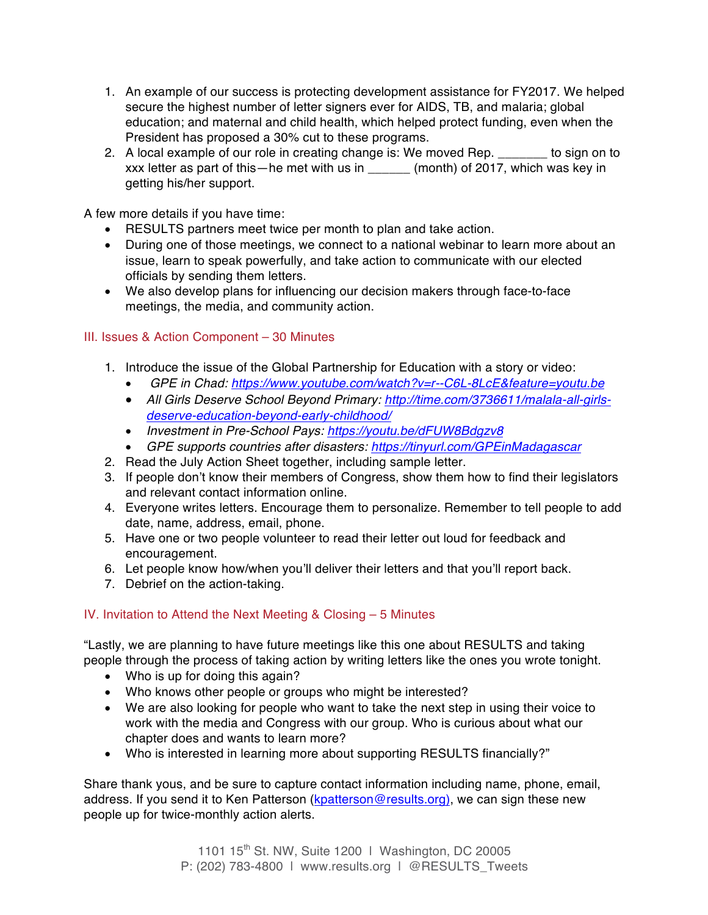1. An example of our success is protecting development assistance for FY2017. We helped secure the highest number of letter signers ever for AIDS, TB, and malaria; global education; and maternal and child health, which helped protect funding, even when the President has proposed a 30% cut to these programs.
2. A local example of our role in creating change is: We moved Rep. _______ to sign on to xxx letter as part of this—he met with us in ______ (month) of 2017, which was key in getting his/her support.

A few more details if you have time:

- RESULTS partners meet twice per month to plan and take action.
- During one of those meetings, we connect to a national webinar to learn more about an issue, learn to speak powerfully, and take action to communicate with our elected officials by sending them letters.
- We also develop plans for influencing our decision makers through face-to-face meetings, the media, and community action.

## III. Issues & Action Component – 30 Minutes

1. Introduce the issue of the Global Partnership for Education with a story or video:
   - *GPE in Chad: https://www.youtube.com/watch?v=r--C6L-8LcE&feature=youtu.be*
   - *All Girls Deserve School Beyond Primary: http://time.com/3736611/malala-all-girls-deserve-education-beyond-early-childhood/*
   - *Investment in Pre-School Pays: https://youtu.be/dFUW8Bdgzv8*
   - *GPE supports countries after disasters: https://tinyurl.com/GPEinMadagascar*
2. Read the July Action Sheet together, including sample letter.
3. If people don't know their members of Congress, show them how to find their legislators and relevant contact information online.
4. Everyone writes letters. Encourage them to personalize. Remember to tell people to add date, name, address, email, phone.
5. Have one or two people volunteer to read their letter out loud for feedback and encouragement.
6. Let people know how/when you'll deliver their letters and that you'll report back.
7. Debrief on the action-taking.

## IV. Invitation to Attend the Next Meeting & Closing – 5 Minutes

"Lastly, we are planning to have future meetings like this one about RESULTS and taking people through the process of taking action by writing letters like the ones you wrote tonight.

- Who is up for doing this again?
- Who knows other people or groups who might be interested?
- We are also looking for people who want to take the next step in using their voice to work with the media and Congress with our group. Who is curious about what our chapter does and wants to learn more?
- Who is interested in learning more about supporting RESULTS financially?"

Share thank yous, and be sure to capture contact information including name, phone, email, address. If you send it to Ken Patterson (kpatterson@results.org), we can sign these new people up for twice-monthly action alerts.